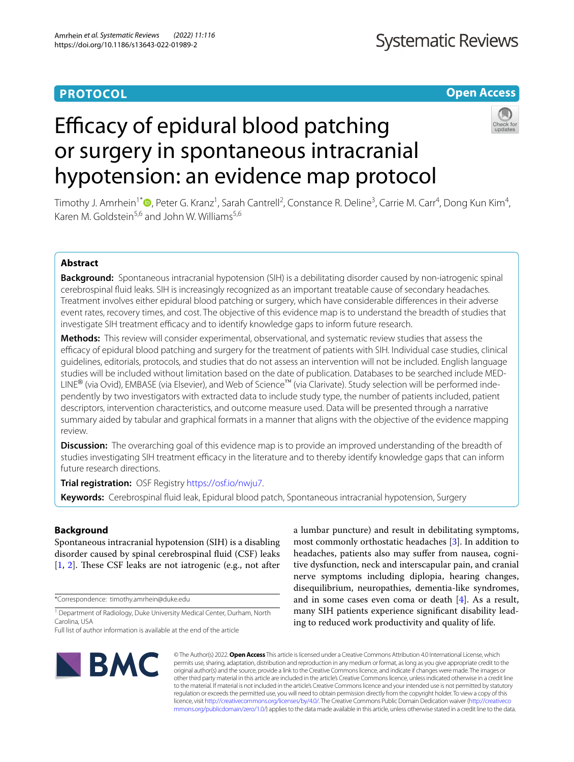PROTOCOL

Open Access

# Efficacy of epidural blood patching or surgery in spontaneous intracranial hypotension: an evidence map protocol

Timothy J. Amrhein[1*], Peter G. Kranz[1], Sarah Cantrell[2], Constance R. Deline[3], Carrie M. Carr[4], Dong Kun Kim[4], Karen M. Goldstein[5,6] and John W. Williams[5,6]

## Abstract

**Background:** Spontaneous intracranial hypotension (SIH) is a debilitating disorder caused by non-iatrogenic spinal cerebrospinal fluid leaks. SIH is increasingly recognized as an important treatable cause of secondary headaches. Treatment involves either epidural blood patching or surgery, which have considerable differences in their adverse event rates, recovery times, and cost. The objective of this evidence map is to understand the breadth of studies that investigate SIH treatment efficacy and to identify knowledge gaps to inform future research.

**Methods:** This review will consider experimental, observational, and systematic review studies that assess the efficacy of epidural blood patching and surgery for the treatment of patients with SIH. Individual case studies, clinical guidelines, editorials, protocols, and studies that do not assess an intervention will not be included. English language studies will be included without limitation based on the date of publication. Databases to be searched include MEDLINE® (via Ovid), EMBASE (via Elsevier), and Web of Science™ (via Clarivate). Study selection will be performed independently by two investigators with extracted data to include study type, the number of patients included, patient descriptors, intervention characteristics, and outcome measure used. Data will be presented through a narrative summary aided by tabular and graphical formats in a manner that aligns with the objective of the evidence mapping review.

**Discussion:** The overarching goal of this evidence map is to provide an improved understanding of the breadth of studies investigating SIH treatment efficacy in the literature and to thereby identify knowledge gaps that can inform future research directions.

**Trial registration:** OSF Registry https://osf.io/nwju7.

**Keywords:** Cerebrospinal fluid leak, Epidural blood patch, Spontaneous intracranial hypotension, Surgery

## Background

Spontaneous intracranial hypotension (SIH) is a disabling disorder caused by spinal cerebrospinal fluid (CSF) leaks [1, 2]. These CSF leaks are not iatrogenic (e.g., not after a lumbar puncture) and result in debilitating symptoms, most commonly orthostatic headaches [3]. In addition to headaches, patients also may suffer from nausea, cognitive dysfunction, neck and interscapular pain, and cranial nerve symptoms including diplopia, hearing changes, disequilibrium, neuropathies, dementia-like syndromes, and in some cases even coma or death [4]. As a result, many SIH patients experience significant disability leading to reduced work productivity and quality of life.

*Correspondence: timothy.amrhein@duke.edu

[1] Department of Radiology, Duke University Medical Center, Durham, North Carolina, USA

Full list of author information is available at the end of the article

© The Author(s) 2022. **Open Access** This article is licensed under a Creative Commons Attribution 4.0 International License, which permits use, sharing, adaptation, distribution and reproduction in any medium or format, as long as you give appropriate credit to the original author(s) and the source, provide a link to the Creative Commons licence, and indicate if changes were made. The images or other third party material in this article are included in the article's Creative Commons licence, unless indicated otherwise in a credit line to the material. If material is not included in the article's Creative Commons licence and your intended use is not permitted by statutory regulation or exceeds the permitted use, you will need to obtain permission directly from the copyright holder. To view a copy of this licence, visit http://creativecommons.org/licenses/by/4.0/. The Creative Commons Public Domain Dedication waiver (http://creativecommons.org/publicdomain/zero/1.0/) applies to the data made available in this article, unless otherwise stated in a credit line to the data.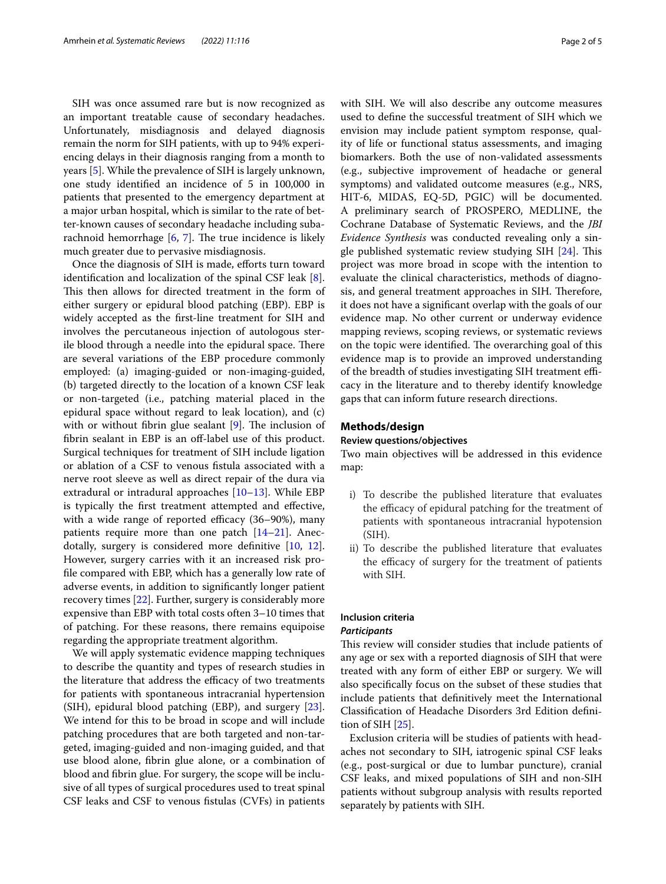SIH was once assumed rare but is now recognized as an important treatable cause of secondary headaches. Unfortunately, misdiagnosis and delayed diagnosis remain the norm for SIH patients, with up to 94% experiencing delays in their diagnosis ranging from a month to years [5]. While the prevalence of SIH is largely unknown, one study identified an incidence of 5 in 100,000 in patients that presented to the emergency department at a major urban hospital, which is similar to the rate of better-known causes of secondary headache including subarachnoid hemorrhage [6, 7]. The true incidence is likely much greater due to pervasive misdiagnosis.

Once the diagnosis of SIH is made, efforts turn toward identification and localization of the spinal CSF leak [8]. This then allows for directed treatment in the form of either surgery or epidural blood patching (EBP). EBP is widely accepted as the first-line treatment for SIH and involves the percutaneous injection of autologous sterile blood through a needle into the epidural space. There are several variations of the EBP procedure commonly employed: (a) imaging-guided or non-imaging-guided, (b) targeted directly to the location of a known CSF leak or non-targeted (i.e., patching material placed in the epidural space without regard to leak location), and (c) with or without fibrin glue sealant [9]. The inclusion of fibrin sealant in EBP is an off-label use of this product. Surgical techniques for treatment of SIH include ligation or ablation of a CSF to venous fistula associated with a nerve root sleeve as well as direct repair of the dura via extradural or intradural approaches [10–13]. While EBP is typically the first treatment attempted and effective, with a wide range of reported efficacy (36–90%), many patients require more than one patch [14–21]. Anecdotally, surgery is considered more definitive [10, 12]. However, surgery carries with it an increased risk profile compared with EBP, which has a generally low rate of adverse events, in addition to significantly longer patient recovery times [22]. Further, surgery is considerably more expensive than EBP with total costs often 3–10 times that of patching. For these reasons, there remains equipoise regarding the appropriate treatment algorithm.

We will apply systematic evidence mapping techniques to describe the quantity and types of research studies in the literature that address the efficacy of two treatments for patients with spontaneous intracranial hypertension (SIH), epidural blood patching (EBP), and surgery [23]. We intend for this to be broad in scope and will include patching procedures that are both targeted and non-targeted, imaging-guided and non-imaging guided, and that use blood alone, fibrin glue alone, or a combination of blood and fibrin glue. For surgery, the scope will be inclusive of all types of surgical procedures used to treat spinal CSF leaks and CSF to venous fistulas (CVFs) in patients with SIH. We will also describe any outcome measures used to define the successful treatment of SIH which we envision may include patient symptom response, quality of life or functional status assessments, and imaging biomarkers. Both the use of non-validated assessments (e.g., subjective improvement of headache or general symptoms) and validated outcome measures (e.g., NRS, HIT-6, MIDAS, EQ-5D, PGIC) will be documented. A preliminary search of PROSPERO, MEDLINE, the Cochrane Database of Systematic Reviews, and the *JBI Evidence Synthesis* was conducted revealing only a single published systematic review studying SIH [24]. This project was more broad in scope with the intention to evaluate the clinical characteristics, methods of diagnosis, and general treatment approaches in SIH. Therefore, it does not have a significant overlap with the goals of our evidence map. No other current or underway evidence mapping reviews, scoping reviews, or systematic reviews on the topic were identified. The overarching goal of this evidence map is to provide an improved understanding of the breadth of studies investigating SIH treatment efficacy in the literature and to thereby identify knowledge gaps that can inform future research directions.

## Methods/design

### Review questions/objectives

Two main objectives will be addressed in this evidence map:

i) To describe the published literature that evaluates the efficacy of epidural patching for the treatment of patients with spontaneous intracranial hypotension (SIH).
ii) To describe the published literature that evaluates the efficacy of surgery for the treatment of patients with SIH.

### Inclusion criteria

#### *Participants*

This review will consider studies that include patients of any age or sex with a reported diagnosis of SIH that were treated with any form of either EBP or surgery. We will also specifically focus on the subset of these studies that include patients that definitively meet the International Classification of Headache Disorders 3rd Edition definition of SIH [25].

Exclusion criteria will be studies of patients with headaches not secondary to SIH, iatrogenic spinal CSF leaks (e.g., post-surgical or due to lumbar puncture), cranial CSF leaks, and mixed populations of SIH and non-SIH patients without subgroup analysis with results reported separately by patients with SIH.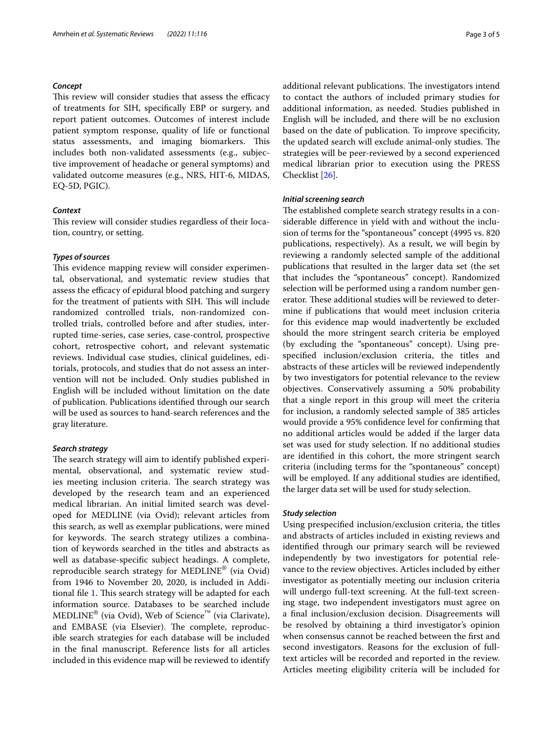### *Concept*

This review will consider studies that assess the efficacy of treatments for SIH, specifically EBP or surgery, and report patient outcomes. Outcomes of interest include patient symptom response, quality of life or functional status assessments, and imaging biomarkers. This includes both non-validated assessments (e.g., subjective improvement of headache or general symptoms) and validated outcome measures (e.g., NRS, HIT-6, MIDAS, EQ-5D, PGIC).

### *Context*

This review will consider studies regardless of their location, country, or setting.

### *Types of sources*

This evidence mapping review will consider experimental, observational, and systematic review studies that assess the efficacy of epidural blood patching and surgery for the treatment of patients with SIH. This will include randomized controlled trials, non-randomized controlled trials, controlled before and after studies, interrupted time-series, case series, case-control, prospective cohort, retrospective cohort, and relevant systematic reviews. Individual case studies, clinical guidelines, editorials, protocols, and studies that do not assess an intervention will not be included. Only studies published in English will be included without limitation on the date of publication. Publications identified through our search will be used as sources to hand-search references and the gray literature.

### *Search strategy*

The search strategy will aim to identify published experimental, observational, and systematic review studies meeting inclusion criteria. The search strategy was developed by the research team and an experienced medical librarian. An initial limited search was developed for MEDLINE (via Ovid); relevant articles from this search, as well as exemplar publications, were mined for keywords. The search strategy utilizes a combination of keywords searched in the titles and abstracts as well as database-specific subject headings. A complete, reproducible search strategy for MEDLINE® (via Ovid) from 1946 to November 20, 2020, is included in Additional file 1. This search strategy will be adapted for each information source. Databases to be searched include MEDLINE® (via Ovid), Web of Science™ (via Clarivate), and EMBASE (via Elsevier). The complete, reproducible search strategies for each database will be included in the final manuscript. Reference lists for all articles included in this evidence map will be reviewed to identify additional relevant publications. The investigators intend to contact the authors of included primary studies for additional information, as needed. Studies published in English will be included, and there will be no exclusion based on the date of publication. To improve specificity, the updated search will exclude animal-only studies. The strategies will be peer-reviewed by a second experienced medical librarian prior to execution using the PRESS Checklist [26].

### *Initial screening search*

The established complete search strategy results in a considerable difference in yield with and without the inclusion of terms for the "spontaneous" concept (4995 vs. 820 publications, respectively). As a result, we will begin by reviewing a randomly selected sample of the additional publications that resulted in the larger data set (the set that includes the "spontaneous" concept). Randomized selection will be performed using a random number generator. These additional studies will be reviewed to determine if publications that would meet inclusion criteria for this evidence map would inadvertently be excluded should the more stringent search criteria be employed (by excluding the "spontaneous" concept). Using prespecified inclusion/exclusion criteria, the titles and abstracts of these articles will be reviewed independently by two investigators for potential relevance to the review objectives. Conservatively assuming a 50% probability that a single report in this group will meet the criteria for inclusion, a randomly selected sample of 385 articles would provide a 95% confidence level for confirming that no additional articles would be added if the larger data set was used for study selection. If no additional studies are identified in this cohort, the more stringent search criteria (including terms for the "spontaneous" concept) will be employed. If any additional studies are identified, the larger data set will be used for study selection.

### *Study selection*

Using prespecified inclusion/exclusion criteria, the titles and abstracts of articles included in existing reviews and identified through our primary search will be reviewed independently by two investigators for potential relevance to the review objectives. Articles included by either investigator as potentially meeting our inclusion criteria will undergo full-text screening. At the full-text screening stage, two independent investigators must agree on a final inclusion/exclusion decision. Disagreements will be resolved by obtaining a third investigator's opinion when consensus cannot be reached between the first and second investigators. Reasons for the exclusion of full-text articles will be recorded and reported in the review. Articles meeting eligibility criteria will be included for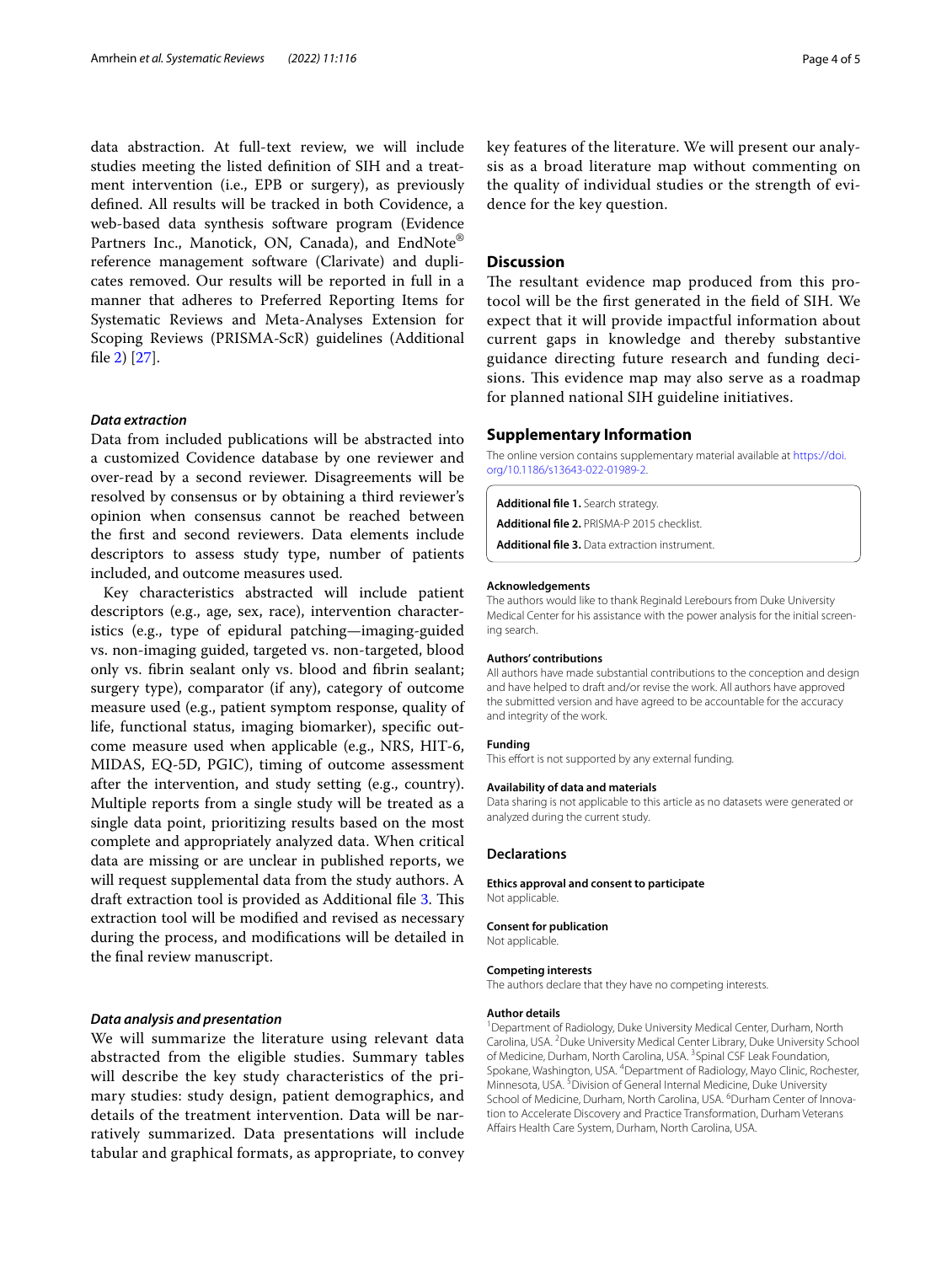data abstraction. At full-text review, we will include studies meeting the listed definition of SIH and a treatment intervention (i.e., EPB or surgery), as previously defined. All results will be tracked in both Covidence, a web-based data synthesis software program (Evidence Partners Inc., Manotick, ON, Canada), and EndNote® reference management software (Clarivate) and duplicates removed. Our results will be reported in full in a manner that adheres to Preferred Reporting Items for Systematic Reviews and Meta-Analyses Extension for Scoping Reviews (PRISMA-ScR) guidelines (Additional file 2) [27].

### *Data extraction*

Data from included publications will be abstracted into a customized Covidence database by one reviewer and over-read by a second reviewer. Disagreements will be resolved by consensus or by obtaining a third reviewer's opinion when consensus cannot be reached between the first and second reviewers. Data elements include descriptors to assess study type, number of patients included, and outcome measures used.

Key characteristics abstracted will include patient descriptors (e.g., age, sex, race), intervention characteristics (e.g., type of epidural patching—imaging-guided vs. non-imaging guided, targeted vs. non-targeted, blood only vs. fibrin sealant only vs. blood and fibrin sealant; surgery type), comparator (if any), category of outcome measure used (e.g., patient symptom response, quality of life, functional status, imaging biomarker), specific outcome measure used when applicable (e.g., NRS, HIT-6, MIDAS, EQ-5D, PGIC), timing of outcome assessment after the intervention, and study setting (e.g., country). Multiple reports from a single study will be treated as a single data point, prioritizing results based on the most complete and appropriately analyzed data. When critical data are missing or are unclear in published reports, we will request supplemental data from the study authors. A draft extraction tool is provided as Additional file 3. This extraction tool will be modified and revised as necessary during the process, and modifications will be detailed in the final review manuscript.

### *Data analysis and presentation*

We will summarize the literature using relevant data abstracted from the eligible studies. Summary tables will describe the key study characteristics of the primary studies: study design, patient demographics, and details of the treatment intervention. Data will be narratively summarized. Data presentations will include tabular and graphical formats, as appropriate, to convey key features of the literature. We will present our analysis as a broad literature map without commenting on the quality of individual studies or the strength of evidence for the key question.

## Discussion

The resultant evidence map produced from this protocol will be the first generated in the field of SIH. We expect that it will provide impactful information about current gaps in knowledge and thereby substantive guidance directing future research and funding decisions. This evidence map may also serve as a roadmap for planned national SIH guideline initiatives.

## Supplementary Information

The online version contains supplementary material available at https://doi.org/10.1186/s13643-022-01989-2.

**Additional file 1.** Search strategy.

**Additional file 2.** PRISMA-P 2015 checklist.

**Additional file 3.** Data extraction instrument.

#### Acknowledgements

The authors would like to thank Reginald Lerebours from Duke University Medical Center for his assistance with the power analysis for the initial screening search.

#### Authors' contributions

All authors have made substantial contributions to the conception and design and have helped to draft and/or revise the work. All authors have approved the submitted version and have agreed to be accountable for the accuracy and integrity of the work.

#### Funding

This effort is not supported by any external funding.

#### Availability of data and materials

Data sharing is not applicable to this article as no datasets were generated or analyzed during the current study.

### Declarations

#### Ethics approval and consent to participate

Not applicable.

#### Consent for publication

Not applicable.

#### Competing interests

The authors declare that they have no competing interests.

#### Author details

[1]Department of Radiology, Duke University Medical Center, Durham, North Carolina, USA. [2]Duke University Medical Center Library, Duke University School of Medicine, Durham, North Carolina, USA. [3]Spinal CSF Leak Foundation, Spokane, Washington, USA. [4]Department of Radiology, Mayo Clinic, Rochester, Minnesota, USA. [5]Division of General Internal Medicine, Duke University School of Medicine, Durham, North Carolina, USA. [6]Durham Center of Innovation to Accelerate Discovery and Practice Transformation, Durham Veterans Affairs Health Care System, Durham, North Carolina, USA.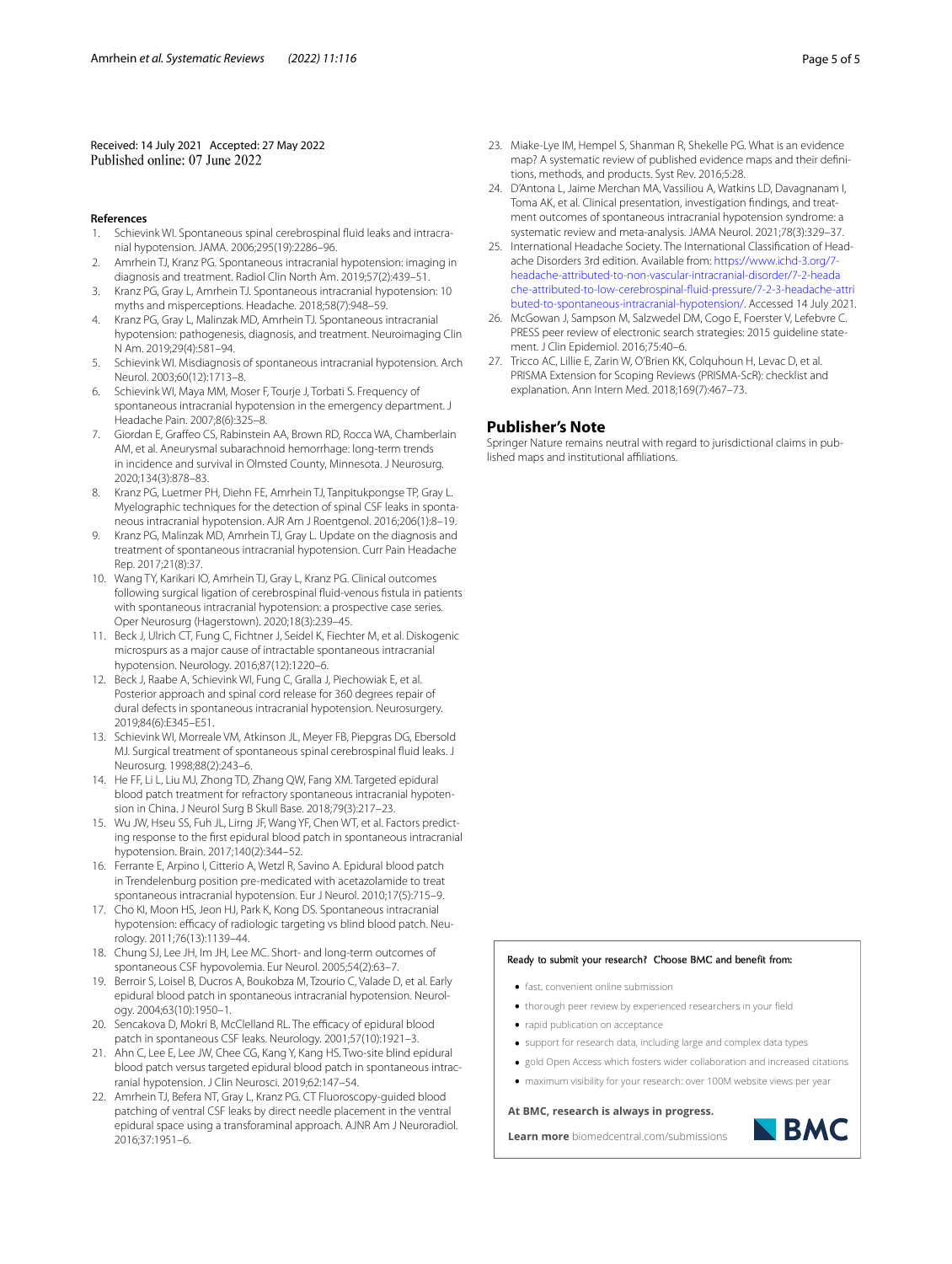Received: 14 July 2021 Accepted: 27 May 2022
Published online: 07 June 2022

## References

1. Schievink WI. Spontaneous spinal cerebrospinal fluid leaks and intracranial hypotension. JAMA. 2006;295(19):2286–96.
2. Amrhein TJ, Kranz PG. Spontaneous intracranial hypotension: imaging in diagnosis and treatment. Radiol Clin North Am. 2019;57(2):439–51.
3. Kranz PG, Gray L, Amrhein TJ. Spontaneous intracranial hypotension: 10 myths and misperceptions. Headache. 2018;58(7):948–59.
4. Kranz PG, Gray L, Malinzak MD, Amrhein TJ. Spontaneous intracranial hypotension: pathogenesis, diagnosis, and treatment. Neuroimaging Clin N Am. 2019;29(4):581–94.
5. Schievink WI. Misdiagnosis of spontaneous intracranial hypotension. Arch Neurol. 2003;60(12):1713–8.
6. Schievink WI, Maya MM, Moser F, Tourje J, Torbati S. Frequency of spontaneous intracranial hypotension in the emergency department. J Headache Pain. 2007;8(6):325–8.
7. Giordan E, Graffeo CS, Rabinstein AA, Brown RD, Rocca WA, Chamberlain AM, et al. Aneurysmal subarachnoid hemorrhage: long-term trends in incidence and survival in Olmsted County, Minnesota. J Neurosurg. 2020;134(3):878–83.
8. Kranz PG, Luetmer PH, Diehn FE, Amrhein TJ, Tanpitukpongse TP, Gray L. Myelographic techniques for the detection of spinal CSF leaks in spontaneous intracranial hypotension. AJR Am J Roentgenol. 2016;206(1):8–19.
9. Kranz PG, Malinzak MD, Amrhein TJ, Gray L. Update on the diagnosis and treatment of spontaneous intracranial hypotension. Curr Pain Headache Rep. 2017;21(8):37.
10. Wang TY, Karikari IO, Amrhein TJ, Gray L, Kranz PG. Clinical outcomes following surgical ligation of cerebrospinal fluid-venous fistula in patients with spontaneous intracranial hypotension: a prospective case series. Oper Neurosurg (Hagerstown). 2020;18(3):239–45.
11. Beck J, Ulrich CT, Fung C, Fichtner J, Seidel K, Fiechter M, et al. Diskogenic microspurs as a major cause of intractable spontaneous intracranial hypotension. Neurology. 2016;87(12):1220–6.
12. Beck J, Raabe A, Schievink WI, Fung C, Gralla J, Piechowiak E, et al. Posterior approach and spinal cord release for 360 degrees repair of dural defects in spontaneous intracranial hypotension. Neurosurgery. 2019;84(6):E345–E51.
13. Schievink WI, Morreale VM, Atkinson JL, Meyer FB, Piepgras DG, Ebersold MJ. Surgical treatment of spontaneous spinal cerebrospinal fluid leaks. J Neurosurg. 1998;88(2):243–6.
14. He FF, Li L, Liu MJ, Zhong TD, Zhang QW, Fang XM. Targeted epidural blood patch treatment for refractory spontaneous intracranial hypotension in China. J Neurol Surg B Skull Base. 2018;79(3):217–23.
15. Wu JW, Hseu SS, Fuh JL, Lirng JF, Wang YF, Chen WT, et al. Factors predicting response to the first epidural blood patch in spontaneous intracranial hypotension. Brain. 2017;140(2):344–52.
16. Ferrante E, Arpino I, Citterio A, Wetzl R, Savino A. Epidural blood patch in Trendelenburg position pre-medicated with acetazolamide to treat spontaneous intracranial hypotension. Eur J Neurol. 2010;17(5):715–9.
17. Cho KI, Moon HS, Jeon HJ, Park K, Kong DS. Spontaneous intracranial hypotension: efficacy of radiologic targeting vs blind blood patch. Neurology. 2011;76(13):1139–44.
18. Chung SJ, Lee JH, Im JH, Lee MC. Short- and long-term outcomes of spontaneous CSF hypovolemia. Eur Neurol. 2005;54(2):63–7.
19. Berroir S, Loisel B, Ducros A, Boukobza M, Tzourio C, Valade D, et al. Early epidural blood patch in spontaneous intracranial hypotension. Neurology. 2004;63(10):1950–1.
20. Sencakova D, Mokri B, McClelland RL. The efficacy of epidural blood patch in spontaneous CSF leaks. Neurology. 2001;57(10):1921–3.
21. Ahn C, Lee E, Lee JW, Chee CG, Kang Y, Kang HS. Two-site blind epidural blood patch versus targeted epidural blood patch in spontaneous intracranial hypotension. J Clin Neurosci. 2019;62:147–54.
22. Amrhein TJ, Befera NT, Gray L, Kranz PG. CT Fluoroscopy-guided blood patching of ventral CSF leaks by direct needle placement in the ventral epidural space using a transforaminal approach. AJNR Am J Neuroradiol. 2016;37:1951–6.
23. Miake-Lye IM, Hempel S, Shanman R, Shekelle PG. What is an evidence map? A systematic review of published evidence maps and their definitions, methods, and products. Syst Rev. 2016;5:28.
24. D'Antona L, Jaime Merchan MA, Vassiliou A, Watkins LD, Davagnanam I, Toma AK, et al. Clinical presentation, investigation findings, and treatment outcomes of spontaneous intracranial hypotension syndrome: a systematic review and meta-analysis. JAMA Neurol. 2021;78(3):329–37.
25. International Headache Society. The International Classification of Headache Disorders 3rd edition. Available from: https://www.ichd-3.org/7-headache-attributed-to-non-vascular-intracranial-disorder/7-2-headache-attributed-to-low-cerebrospinal-fluid-pressure/7-2-3-headache-attributed-to-spontaneous-intracranial-hypotension/. Accessed 14 July 2021.
26. McGowan J, Sampson M, Salzwedel DM, Cogo E, Foerster V, Lefebvre C. PRESS peer review of electronic search strategies: 2015 guideline statement. J Clin Epidemiol. 2016;75:40–6.
27. Tricco AC, Lillie E, Zarin W, O'Brien KK, Colquhoun H, Levac D, et al. PRISMA Extension for Scoping Reviews (PRISMA-ScR): checklist and explanation. Ann Intern Med. 2018;169(7):467–73.

## Publisher's Note

Springer Nature remains neutral with regard to jurisdictional claims in published maps and institutional affiliations.

Ready to submit your research? Choose BMC and benefit from:

- fast, convenient online submission
- thorough peer review by experienced researchers in your field
- rapid publication on acceptance
- support for research data, including large and complex data types
- gold Open Access which fosters wider collaboration and increased citations
- maximum visibility for your research: over 100M website views per year

**At BMC, research is always in progress.**

**Learn more** biomedcentral.com/submissions

BMC